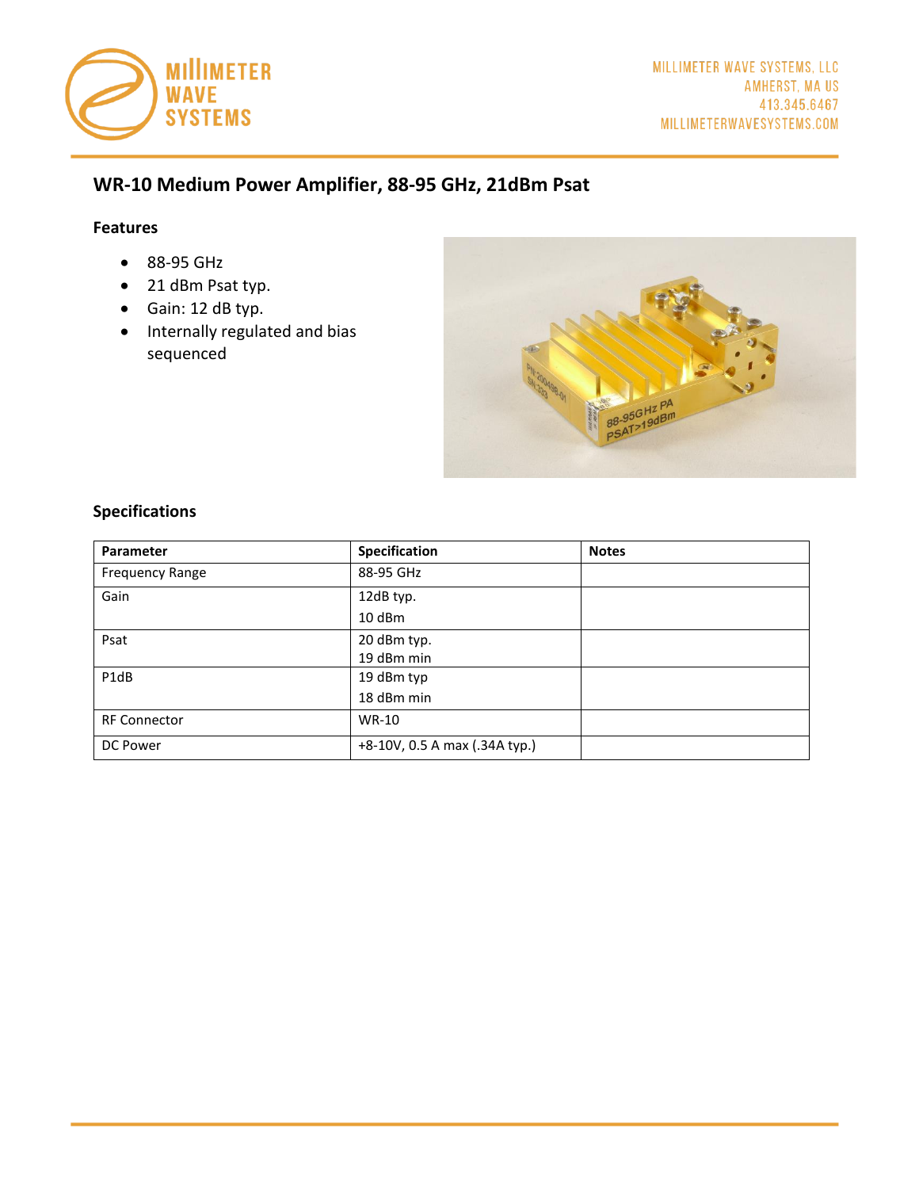MILLIMETER WAVE SYSTEMS, LLC
AMHERST, MA US
413.345.6467
MILLIMETERWAVESYSTEMS.COM

# WR-10 Medium Power Amplifier, 88-95 GHz, 21dBm Psat

### Features

- 88-95 GHz
- 21 dBm Psat typ.
- Gain: 12 dB typ.
- Internally regulated and bias sequenced

### Specifications

| Parameter | Specification | Notes |
| --- | --- | --- |
| Frequency Range | 88-95 GHz | |
| Gain | 12dB typ.<br>10 dBm | |
| Psat | 20 dBm typ.<br>19 dBm min | |
| P1dB | 19 dBm typ<br>18 dBm min | |
| RF Connector | WR-10 | |
| DC Power | +8-10V, 0.5 A max (.34A typ.) | |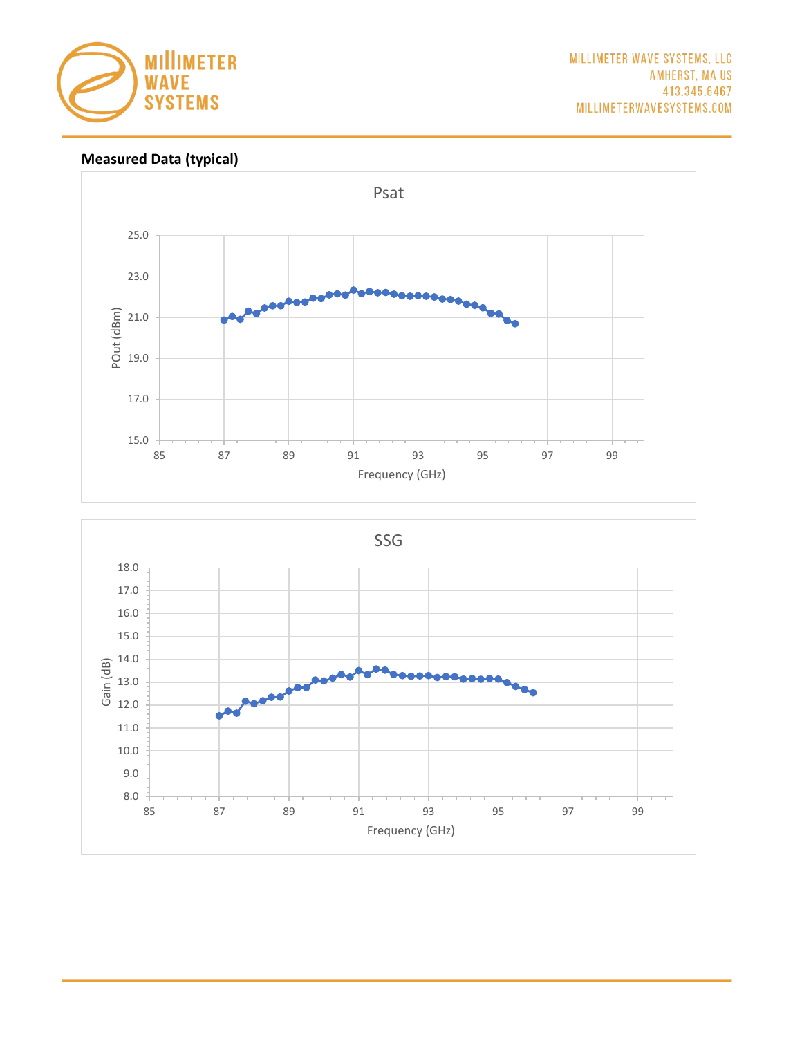**Measured Data (typical)**

Psat

25.0
23.0
21.0
19.0
17.0
15.0

POut (dBm)

85
87
89
91
93
95
97
99

Frequency (GHz)

SSG

18.0
17.0
16.0
15.0
14.0
13.0
12.0
11.0
10.0
9.0
8.0

Gain (dB)

85
87
89
91
93
95
97
99

Frequency (GHz)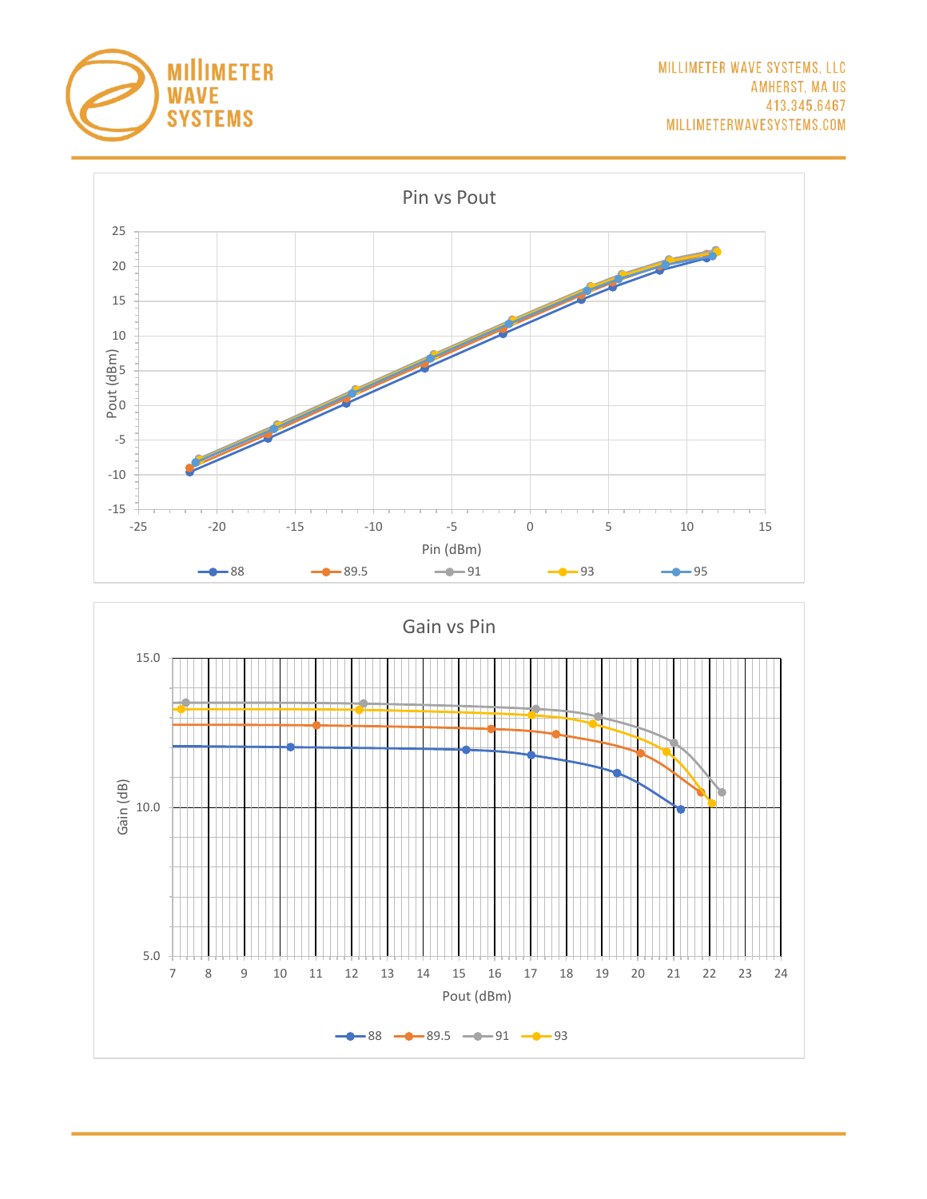Pin vs Pout

Pout (dBm)

25
20
15
10
5
0
-5
-10
-15

-25 -20 -15 -10 -5 0 5 10 15

Pin (dBm)

88 89.5 91 93 95

Gain vs Pin

Gain (dB)

15.0
10.0
5.0

7 8 9 10 11 12 13 14 15 16 17 18 19 20 21 22 23 24

Pout (dBm)

88 89.5 91 93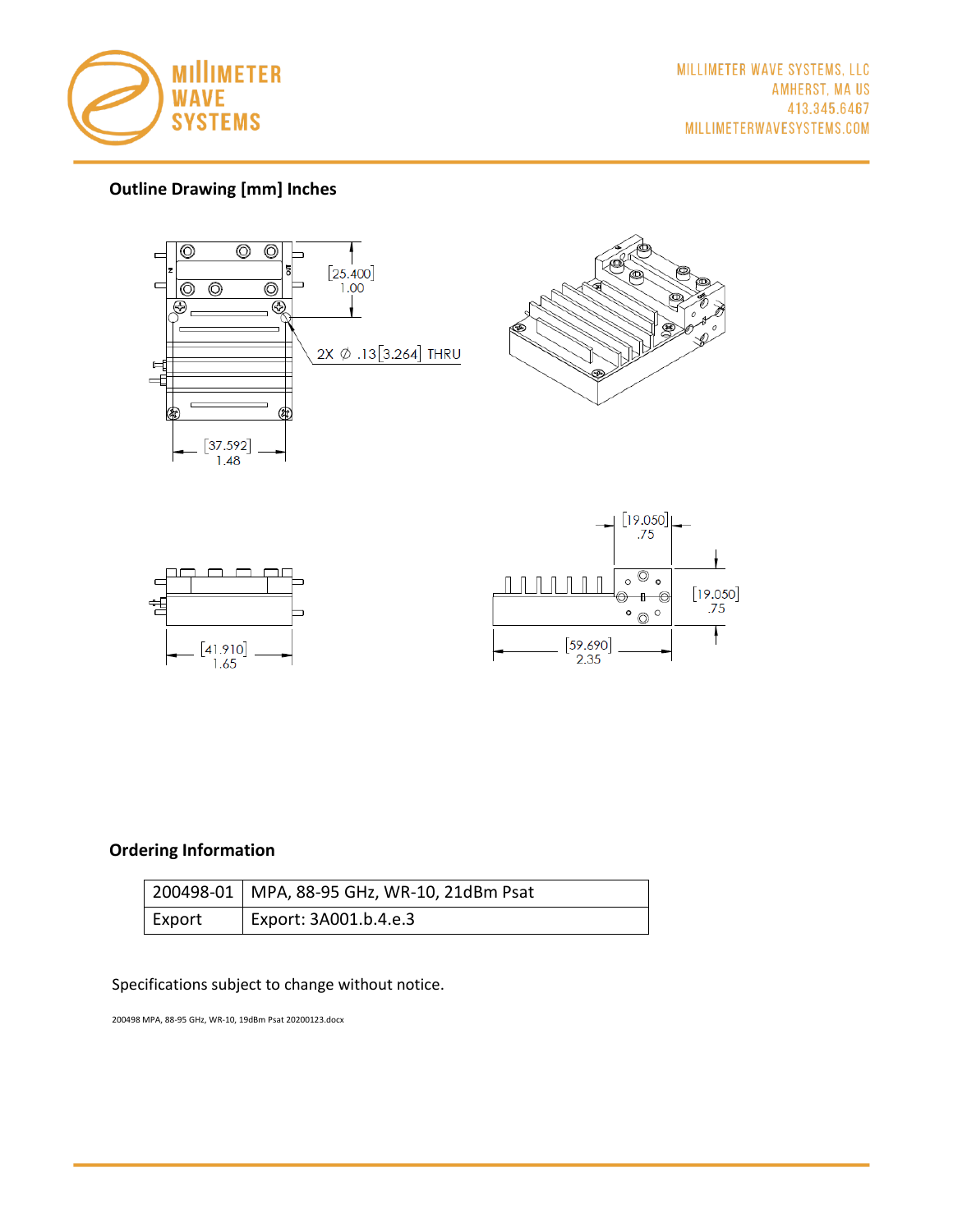## Outline Drawing [mm] Inches

[25.400]
1.00

2X ∅ .13[3.264] THRU

[37.592]
1.48

[19.050]
.75

[19.050]
.75

[41.910]
1.65

[59.690]
2.35

## Ordering Information

| | |
|---|---|
| 200498-01 | MPA, 88-95 GHz, WR-10, 21dBm Psat |
| Export | Export: 3A001.b.4.e.3 |

Specifications subject to change without notice.

200498 MPA, 88-95 GHz, WR-10, 19dBm Psat 20200123.docx